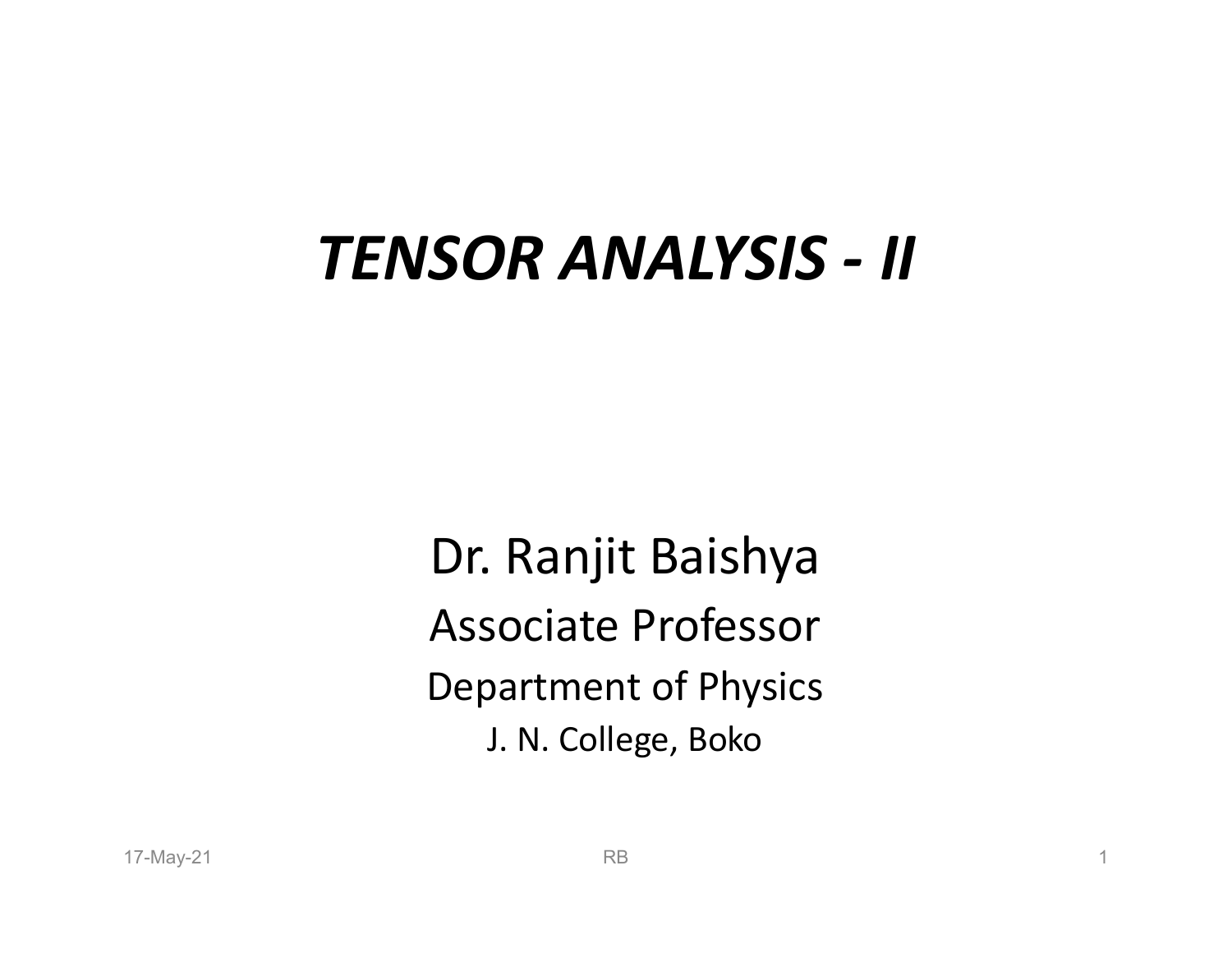# *TENSOR ANALYSIS - II*

Dr. Ranjit Baishya

Associate Professor

Department of Physics

J. N. College, Boko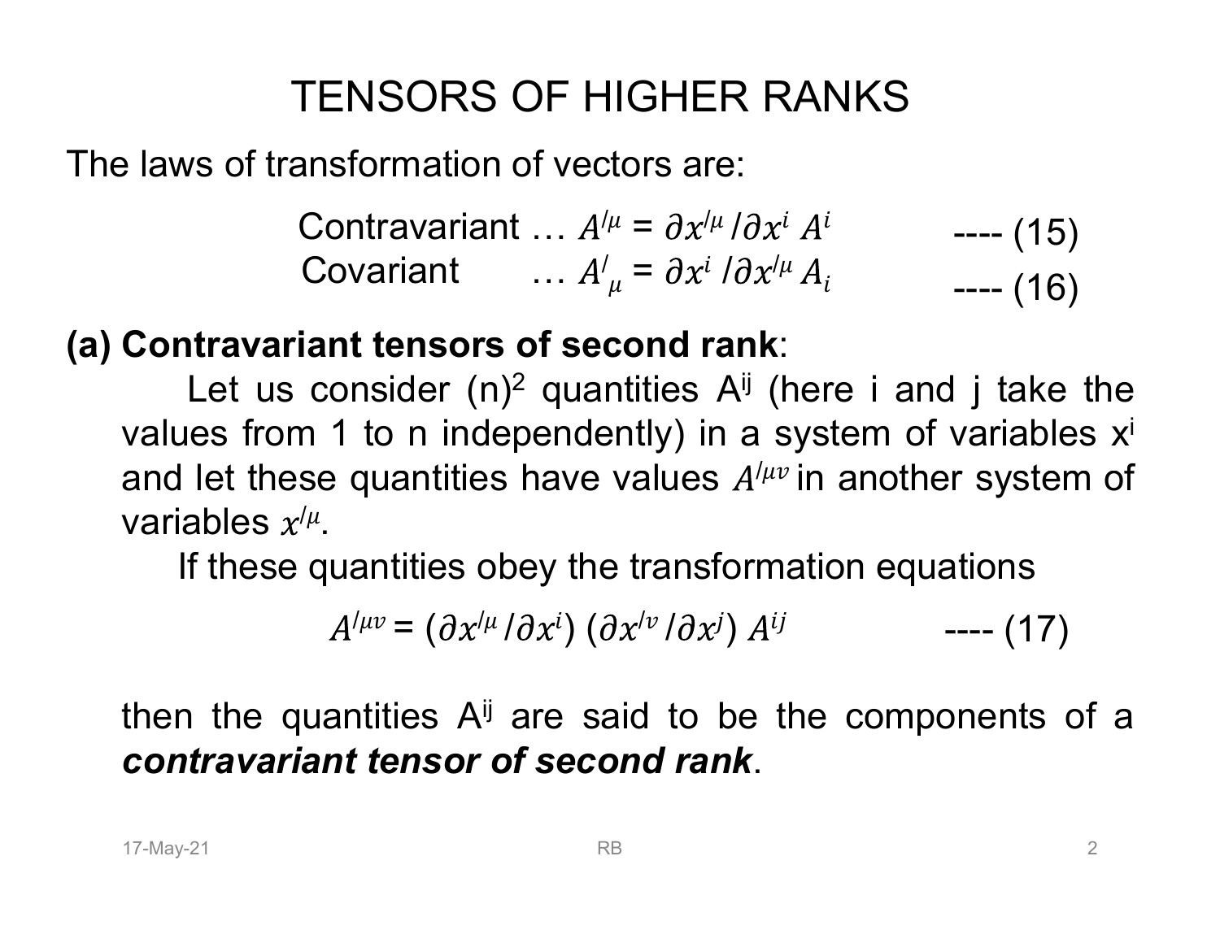# TENSORS OF HIGHER RANKS

The laws of transformation of vectors are:

$$\text{Contravariant} \ldots A'^{\mu} = \partial x'^{\mu} / \partial x^{i} \, A^{i} \qquad \text{---- (15)}$$

$$\text{Covariant} \ldots A'_{\mu} = \partial x^{i} / \partial x'^{\mu} \, A_{i} \qquad \text{---- (16)}$$

**(a) Contravariant tensors of second rank**:

Let us consider $(n)^2$ quantities $A^{ij}$ (here i and j take the values from 1 to n independently) in a system of variables $x^i$ and let these quantities have values $A'^{\mu\nu}$ in another system of variables $x'^{\mu}$.

If these quantities obey the transformation equations

$$A'^{\mu\nu} = (\partial x'^{\mu} / \partial x^{i}) \, (\partial x'^{\nu} / \partial x^{j}) \, A^{ij} \qquad \text{---- (17)}$$

then the quantities $A^{ij}$ are said to be the components of a ***contravariant tensor of second rank***.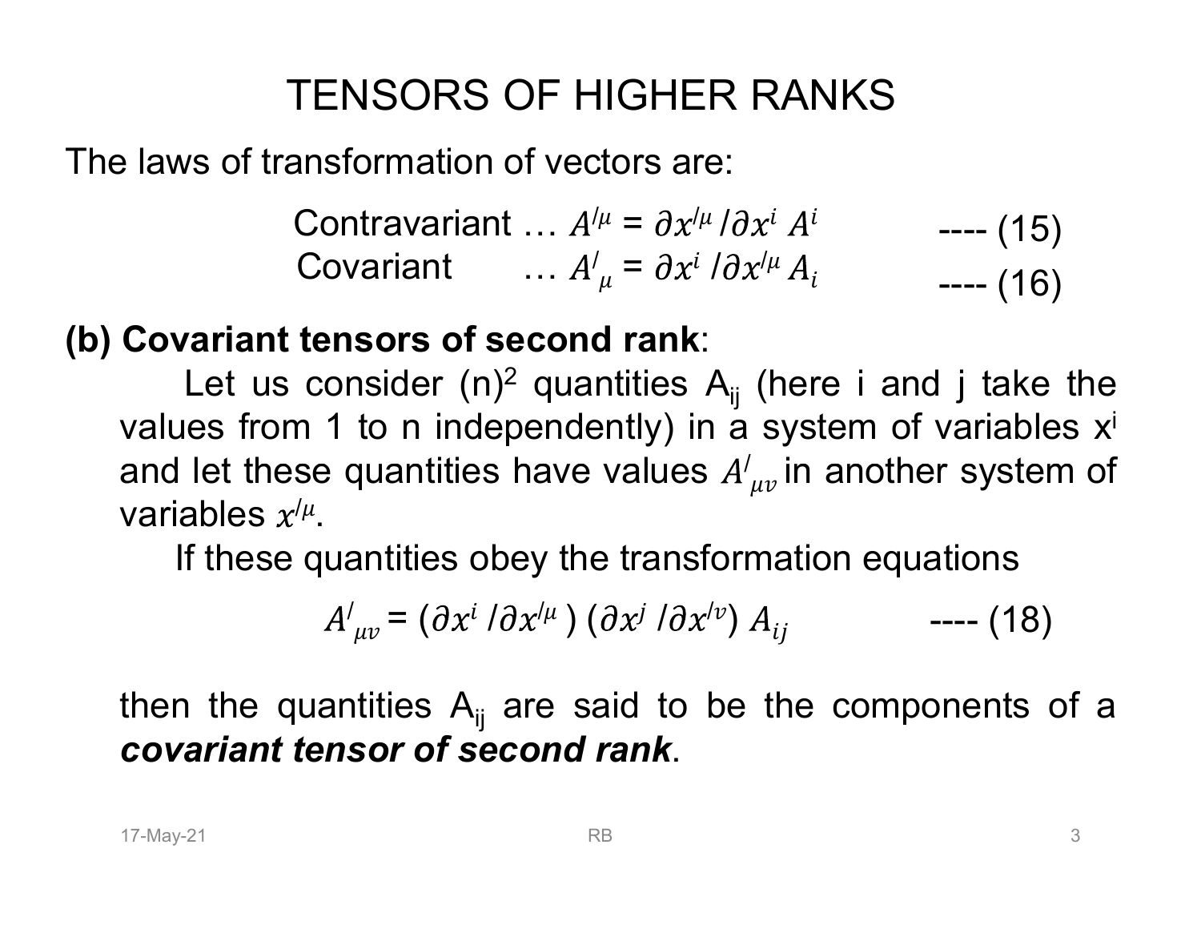# TENSORS OF HIGHER RANKS

The laws of transformation of vectors are:

$$\text{Contravariant} \ldots \; A^{/\mu} = \partial x^{/\mu} / \partial x^{i} \; A^{i} \qquad \text{---- (15)}$$

$$\text{Covariant} \ldots \; A^{/}_{\mu} = \partial x^{i} / \partial x^{/\mu} \; A_{i} \qquad \text{---- (16)}$$

**(b) Covariant tensors of second rank**:

Let us consider $(n)^2$ quantities $A_{ij}$ (here i and j take the values from 1 to n independently) in a system of variables $x^i$ and let these quantities have values $A^{/}_{\mu\nu}$ in another system of variables $x^{/\mu}$.

If these quantities obey the transformation equations

$$A^{/}_{\mu\nu} = (\partial x^{i} / \partial x^{/\mu}) \, (\partial x^{j} / \partial x^{/\nu}) \; A_{ij} \qquad \text{---- (18)}$$

then the quantities $A_{ij}$ are said to be the components of a ***covariant tensor of second rank***.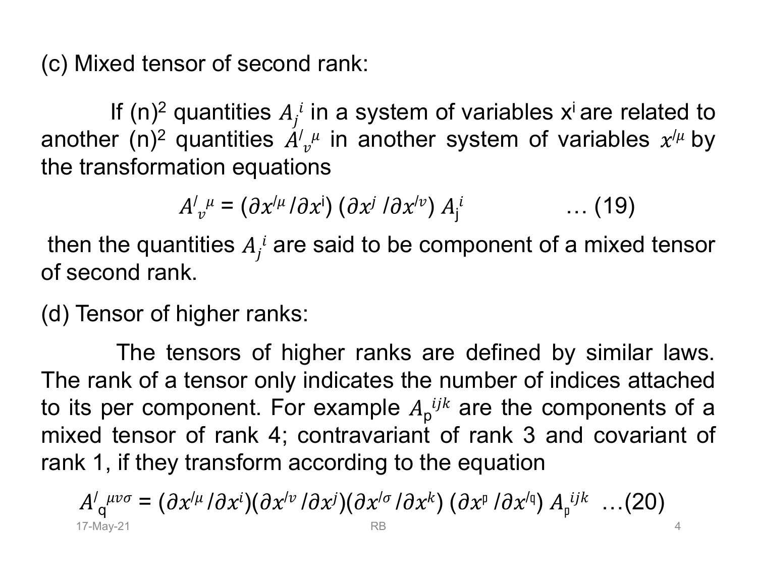(c) Mixed tensor of second rank:

If $(n)^2$ quantities $A_j^{\,i}$ in a system of variables $x^i$ are related to another $(n)^2$ quantities $A'^{\,\mu}_{\nu}$ in another system of variables $x'^{\mu}$ by the transformation equations

$$A'^{\,\mu}_{\nu} = (\partial x'^{\mu}/\partial x^{i})\,(\partial x^{j}/\partial x'^{\nu})\,A_{j}^{\,i} \qquad \text{… (19)}$$

then the quantities $A_j^{\,i}$ are said to be component of a mixed tensor of second rank.

(d) Tensor of higher ranks:

The tensors of higher ranks are defined by similar laws. The rank of a tensor only indicates the number of indices attached to its per component. For example $A_{p}^{\,ijk}$ are the components of a mixed tensor of rank 4; contravariant of rank 3 and covariant of rank 1, if they transform according to the equation

$$A'^{\,\mu\nu\sigma}_{q} = (\partial x'^{\mu}/\partial x^{i})(\partial x'^{\nu}/\partial x^{j})(\partial x'^{\sigma}/\partial x^{k})\,(\partial x^{p}/\partial x'^{q})\,A_{p}^{\,ijk} \quad \text{…(20)}$$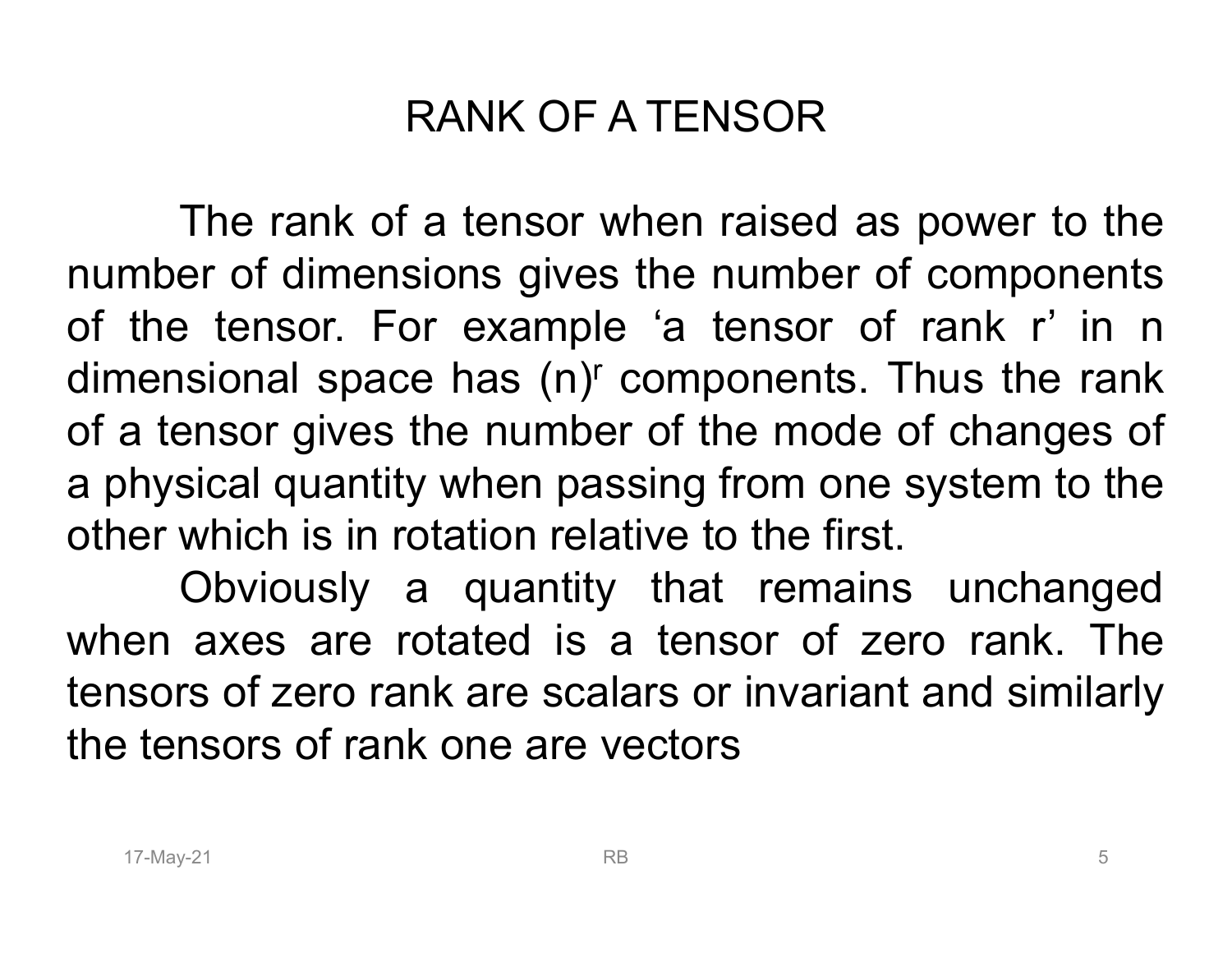# RANK OF A TENSOR

The rank of a tensor when raised as power to the number of dimensions gives the number of components of the tensor. For example 'a tensor of rank r' in n dimensional space has $(n)^r$ components. Thus the rank of a tensor gives the number of the mode of changes of a physical quantity when passing from one system to the other which is in rotation relative to the first.

Obviously a quantity that remains unchanged when axes are rotated is a tensor of zero rank. The tensors of zero rank are scalars or invariant and similarly the tensors of rank one are vectors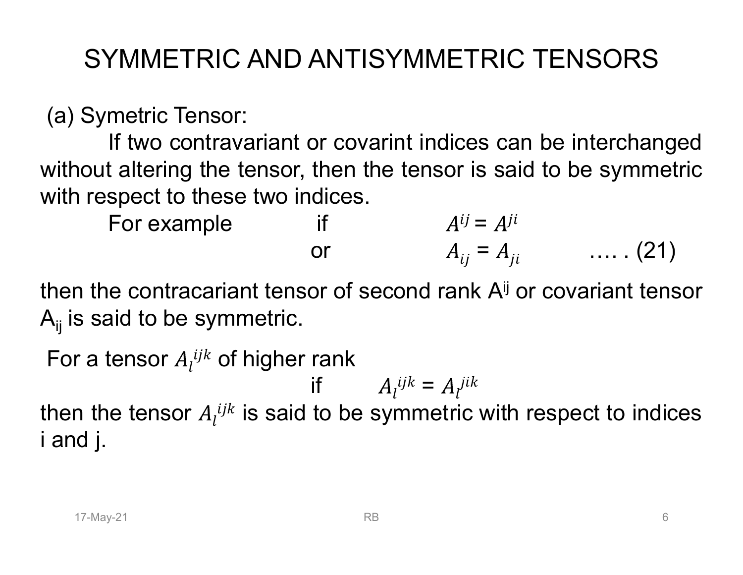# SYMMETRIC AND ANTISYMMETRIC TENSORS

(a) Symetric Tensor:

If two contravariant or covarint indices can be interchanged without altering the tensor, then the tensor is said to be symmetric with respect to these two indices.

For example if $A^{ij} = A^{ji}$

or $A_{ij} = A_{ji}$ …. . (21)

then the contracariant tensor of second rank $A^{ij}$ or covariant tensor $A_{ij}$ is said to be symmetric.

For a tensor $A_l^{ijk}$ of higher rank

if $A_l^{ijk} = A_l^{jik}$

then the tensor $A_l^{ijk}$ is said to be symmetric with respect to indices i and j.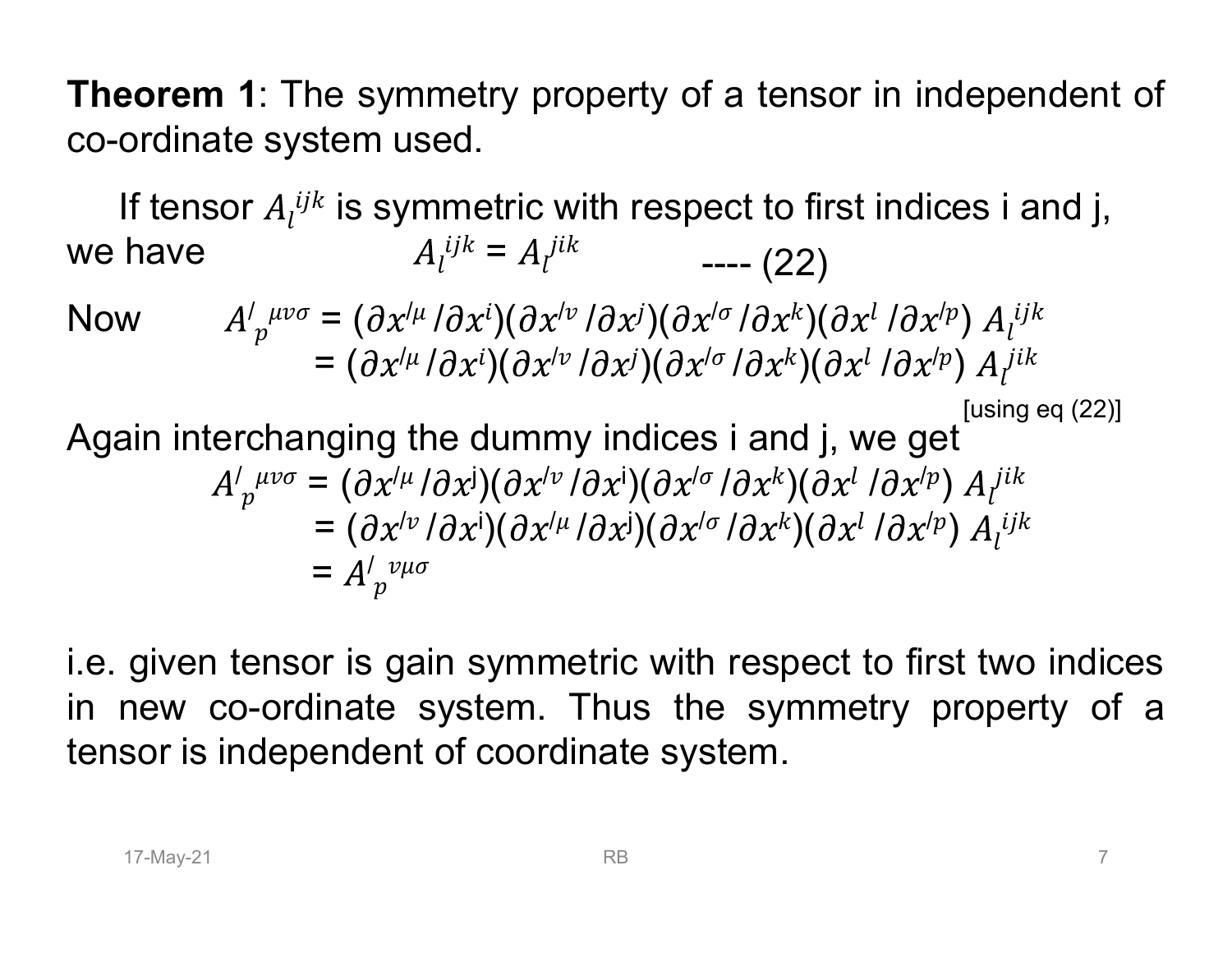**Theorem 1**: The symmetry property of a tensor in independent of co-ordinate system used.

If tensor $A_l^{ijk}$ is symmetric with respect to first indices i and j, we have

$$A_l^{ijk} = A_l^{jik} \qquad \text{---- (22)}$$

Now

$$A'^{\mu\nu\sigma}_p = (\partial x'^{\mu} / \partial x^i)(\partial x'^{\nu} / \partial x^j)(\partial x'^{\sigma} / \partial x^k)(\partial x^l / \partial x'^p)\, A_l^{ijk}$$

$$= (\partial x'^{\mu} / \partial x^i)(\partial x'^{\nu} / \partial x^j)(\partial x'^{\sigma} / \partial x^k)(\partial x^l / \partial x'^p)\, A_l^{jik}$$

[using eq (22)]

Again interchanging the dummy indices i and j, we get

$$A'^{\mu\nu\sigma}_p = (\partial x'^{\mu} / \partial x^j)(\partial x'^{\nu} / \partial x^i)(\partial x'^{\sigma} / \partial x^k)(\partial x^l / \partial x'^p)\, A_l^{jik}$$

$$= (\partial x'^{\nu} / \partial x^i)(\partial x'^{\mu} / \partial x^j)(\partial x'^{\sigma} / \partial x^k)(\partial x^l / \partial x'^p)\, A_l^{ijk}$$

$$= A'^{\nu\mu\sigma}_p$$

i.e. given tensor is gain symmetric with respect to first two indices in new co-ordinate system. Thus the symmetry property of a tensor is independent of coordinate system.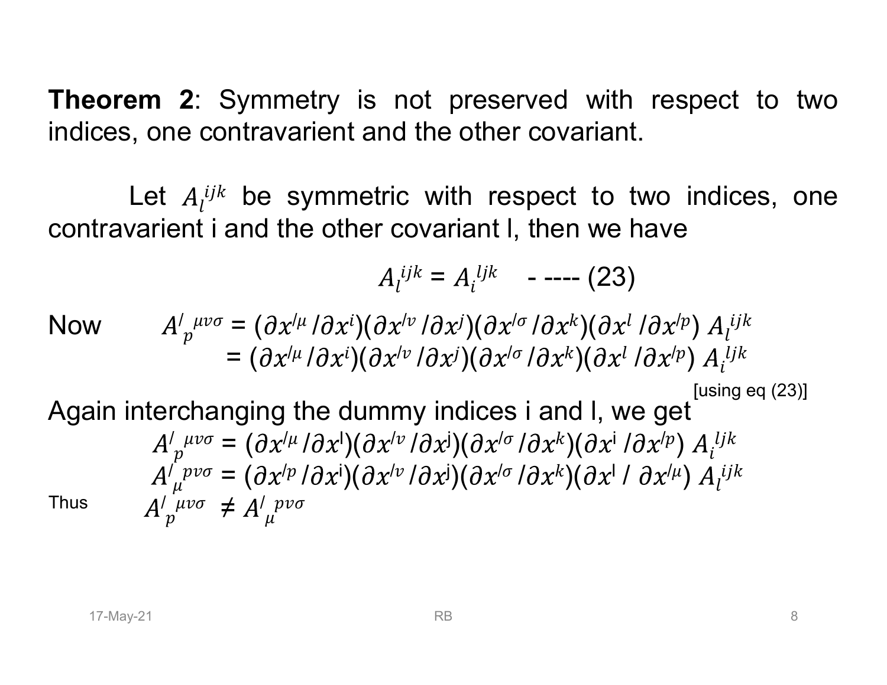**Theorem 2**: Symmetry is not preserved with respect to two indices, one contravarient and the other covariant.

Let $A_l^{ijk}$ be symmetric with respect to two indices, one contravarient i and the other covariant l, then we have

$$A_l^{ijk} = A_i^{ljk} \quad \text{- ---- (23)}$$

Now $\quad A'^{\mu\nu\sigma}_{p} = (\partial x'^{\mu} / \partial x^{i})(\partial x'^{\nu} / \partial x^{j})(\partial x'^{\sigma} / \partial x^{k})(\partial x^{l} / \partial x'^{p})\, A_l^{ijk}$

$\quad\quad = (\partial x'^{\mu} / \partial x^{i})(\partial x'^{\nu} / \partial x^{j})(\partial x'^{\sigma} / \partial x^{k})(\partial x^{l} / \partial x'^{p})\, A_i^{ljk}$

[using eq (23)]

Again interchanging the dummy indices i and l, we get

$$A'^{\mu\nu\sigma}_{p} = (\partial x'^{\mu} / \partial x^{l})(\partial x'^{\nu} / \partial x^{j})(\partial x'^{\sigma} / \partial x^{k})(\partial x^{i} / \partial x'^{p})\, A_i^{ljk}$$

$$A'^{p\nu\sigma}_{\mu} = (\partial x'^{p} / \partial x^{i})(\partial x'^{\nu} / \partial x^{j})(\partial x'^{\sigma} / \partial x^{k})(\partial x^{l} / \partial x'^{\mu})\, A_l^{ijk}$$

Thus $\quad A'^{\mu\nu\sigma}_{p} \neq A'^{p\nu\sigma}_{\mu}$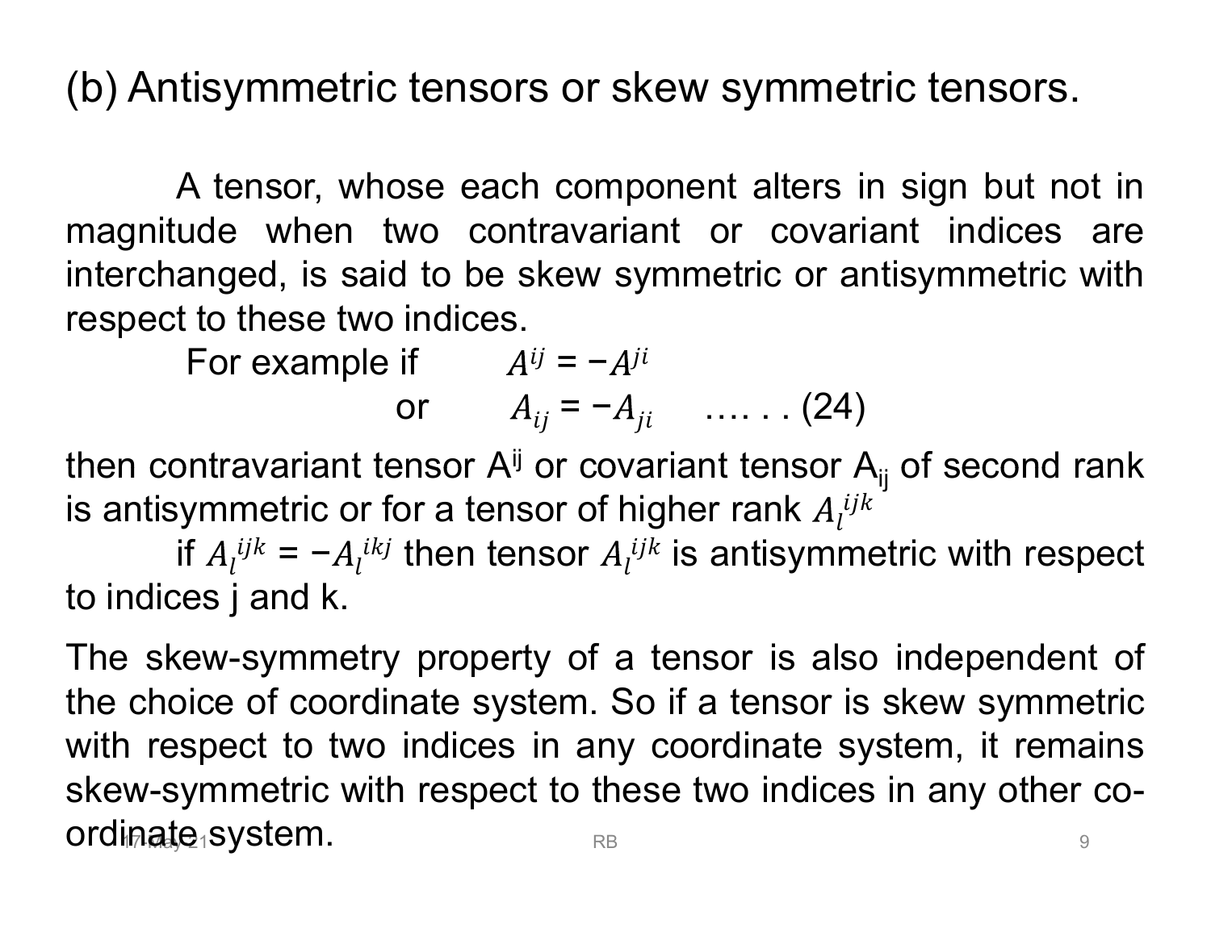## (b) Antisymmetric tensors or skew symmetric tensors.

A tensor, whose each component alters in sign but not in magnitude when two contravariant or covariant indices are interchanged, is said to be skew symmetric or antisymmetric with respect to these two indices.

For example if $A^{ij} = -A^{ji}$

or $A_{ij} = -A_{ji}$ …. . . (24)

then contravariant tensor $A^{ij}$ or covariant tensor $A_{ij}$ of second rank is antisymmetric or for a tensor of higher rank $A_l^{ijk}$

if $A_l^{ijk} = -A_l^{ikj}$ then tensor $A_l^{ijk}$ is antisymmetric with respect to indices j and k.

The skew-symmetry property of a tensor is also independent of the choice of coordinate system. So if a tensor is skew symmetric with respect to two indices in any coordinate system, it remains skew-symmetric with respect to these two indices in any other co-ordinate system.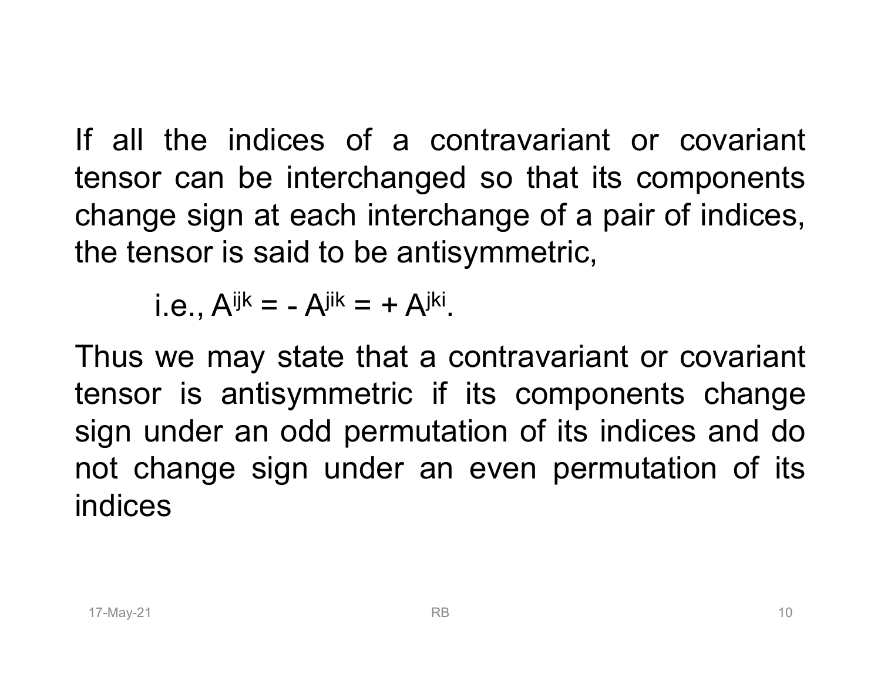If all the indices of a contravariant or covariant tensor can be interchanged so that its components change sign at each interchange of a pair of indices, the tensor is said to be antisymmetric,

$$\text{i.e., } A^{ijk} = -A^{jik} = +A^{jki}.$$

Thus we may state that a contravariant or covariant tensor is antisymmetric if its components change sign under an odd permutation of its indices and do not change sign under an even permutation of its indices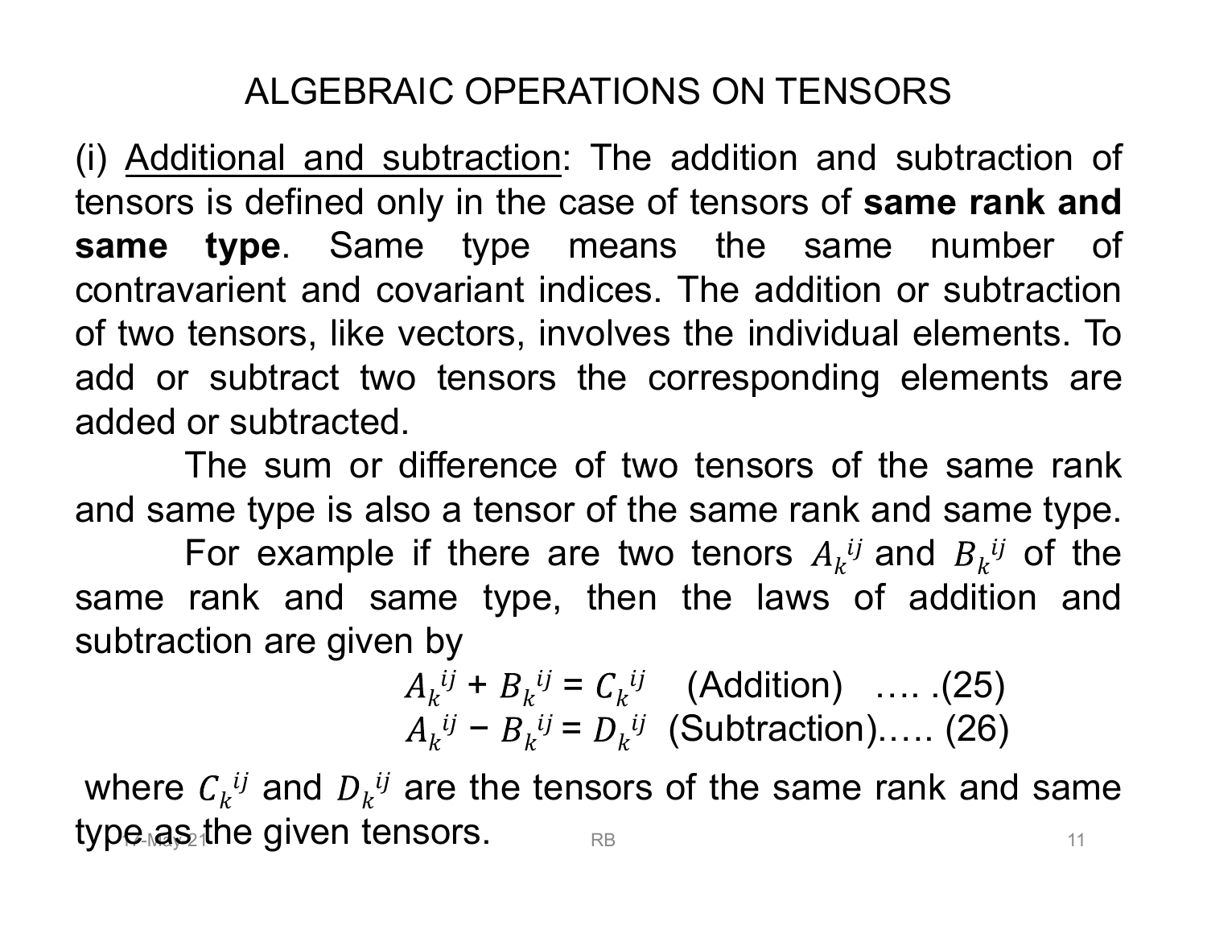# ALGEBRAIC OPERATIONS ON TENSORS

(i) Additional and subtraction: The addition and subtraction of tensors is defined only in the case of tensors of **same rank and same type**. Same type means the same number of contravarient and covariant indices. The addition or subtraction of two tensors, like vectors, involves the individual elements. To add or subtract two tensors the corresponding elements are added or subtracted.

The sum or difference of two tensors of the same rank and same type is also a tensor of the same rank and same type.

For example if there are two tenors $A_k{}^{ij}$ and $B_k{}^{ij}$ of the same rank and same type, then the laws of addition and subtraction are given by

$$A_k{}^{ij} + B_k{}^{ij} = C_k{}^{ij} \quad \text{(Addition)} \quad \ldots.(25)$$

$$A_k{}^{ij} - B_k{}^{ij} = D_k{}^{ij} \quad \text{(Subtraction)} \ldots.. (26)$$

where $C_k{}^{ij}$ and $D_k{}^{ij}$ are the tensors of the same rank and same type as the given tensors.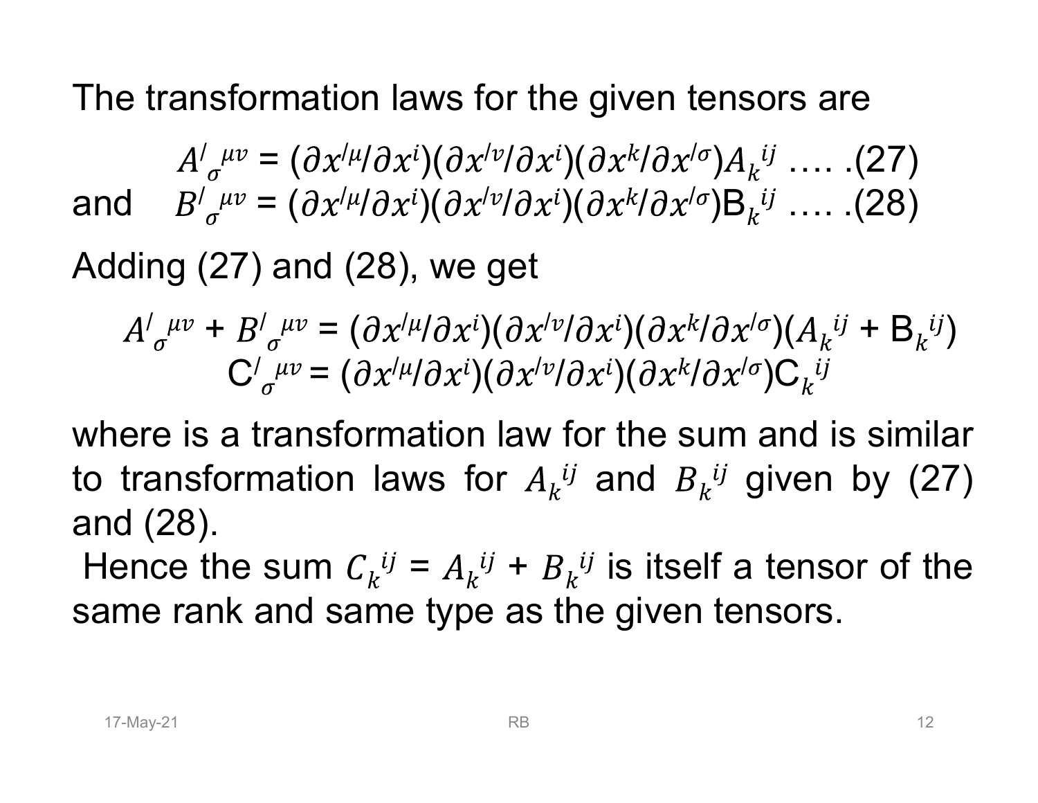The transformation laws for the given tensors are

$$A'^{\mu\nu}_{\sigma} = (\partial x'^{\mu}/\partial x^{i})(\partial x'^{\nu}/\partial x^{i})(\partial x^{k}/\partial x'^{\sigma})A_{k}^{ij} \quad \ldots . (27)$$

and

$$B'^{\mu\nu}_{\sigma} = (\partial x'^{\mu}/\partial x^{i})(\partial x'^{\nu}/\partial x^{i})(\partial x^{k}/\partial x'^{\sigma})B_{k}^{ij} \quad \ldots . (28)$$

Adding (27) and (28), we get

$$A'^{\mu\nu}_{\sigma} + B'^{\mu\nu}_{\sigma} = (\partial x'^{\mu}/\partial x^{i})(\partial x'^{\nu}/\partial x^{i})(\partial x^{k}/\partial x'^{\sigma})(A_{k}^{ij} + B_{k}^{ij})$$

$$C'^{\mu\nu}_{\sigma} = (\partial x'^{\mu}/\partial x^{i})(\partial x'^{\nu}/\partial x^{i})(\partial x^{k}/\partial x'^{\sigma})C_{k}^{ij}$$

where is a transformation law for the sum and is similar to transformation laws for $A_{k}^{ij}$ and $B_{k}^{ij}$ given by (27) and (28).

Hence the sum $C_{k}^{ij} = A_{k}^{ij} + B_{k}^{ij}$ is itself a tensor of the same rank and same type as the given tensors.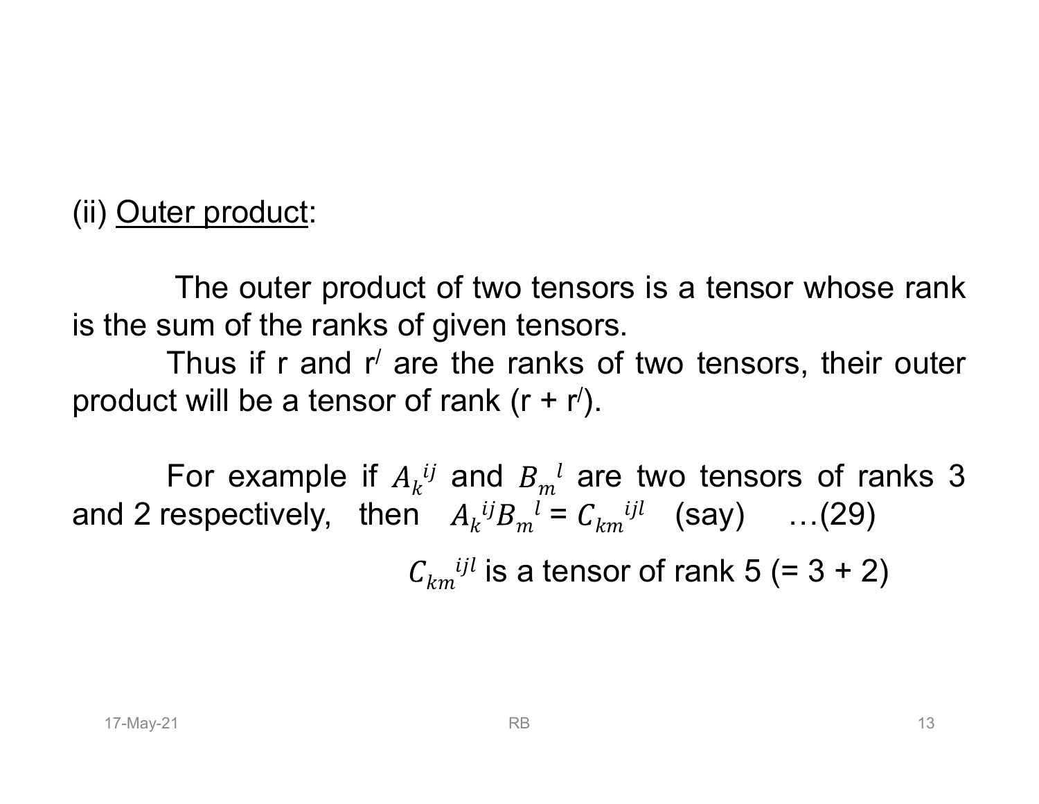(ii) Outer product:

The outer product of two tensors is a tensor whose rank is the sum of the ranks of given tensors.

Thus if r and $r'$ are the ranks of two tensors, their outer product will be a tensor of rank $(r + r')$.

For example if $A_k{}^{ij}$ and $B_m{}^l$ are two tensors of ranks 3 and 2 respectively, then $A_k{}^{ij} B_m{}^l = C_{km}{}^{ijl}$ (say) …(29)

$C_{km}{}^{ijl}$ is a tensor of rank 5 (= 3 + 2)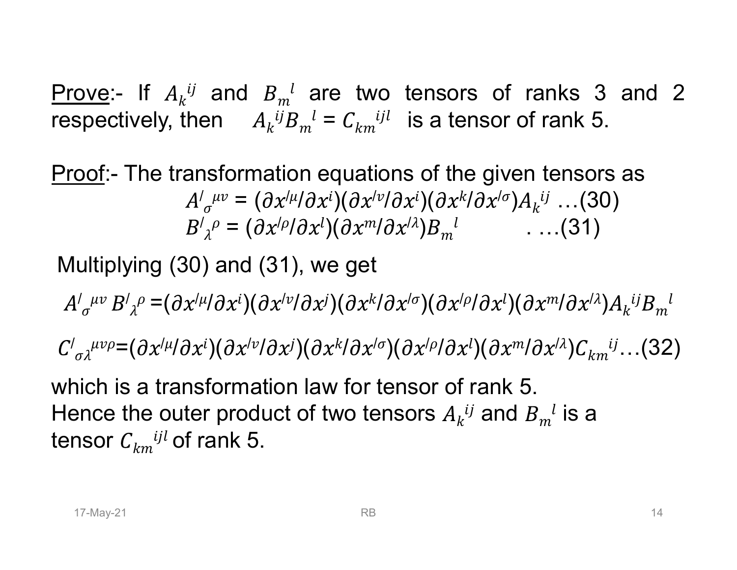<u>Prove</u>:- If $A_k^{ij}$ and $B_m^{\ l}$ are two tensors of ranks 3 and 2 respectively, then $A_k^{ij}B_m^{\ l} = C_{km}^{\ \ ijl}$ is a tensor of rank 5.

<u>Proof</u>:- The transformation equations of the given tensors as

$$A'^{\mu\nu}_{\sigma} = (\partial x'^{\mu}/\partial x^{i})(\partial x'^{\nu}/\partial x^{i})(\partial x^{k}/\partial x'^{\sigma})A_k^{ij} \quad \ldots(30)$$

$$B'^{\ \rho}_{\lambda} = (\partial x'^{\rho}/\partial x^{l})(\partial x^{m}/\partial x'^{\lambda})B_m^{\ l} \quad . \ldots(31)$$

Multiplying (30) and (31), we get

$$A'^{\mu\nu}_{\sigma}\, B'^{\ \rho}_{\lambda} = (\partial x'^{\mu}/\partial x^{i})(\partial x'^{\nu}/\partial x^{j})(\partial x^{k}/\partial x'^{\sigma})(\partial x'^{\rho}/\partial x^{l})(\partial x^{m}/\partial x'^{\lambda})A_k^{ij}B_m^{\ l}$$

$$C'^{\mu\nu\rho}_{\sigma\lambda} = (\partial x'^{\mu}/\partial x^{i})(\partial x'^{\nu}/\partial x^{j})(\partial x^{k}/\partial x'^{\sigma})(\partial x'^{\rho}/\partial x^{l})(\partial x^{m}/\partial x'^{\lambda})C_{km}^{\ \ ij} \ldots(32)$$

which is a transformation law for tensor of rank 5.
Hence the outer product of two tensors $A_k^{ij}$ and $B_m^{\ l}$ is a tensor $C_{km}^{\ \ ijl}$ of rank 5.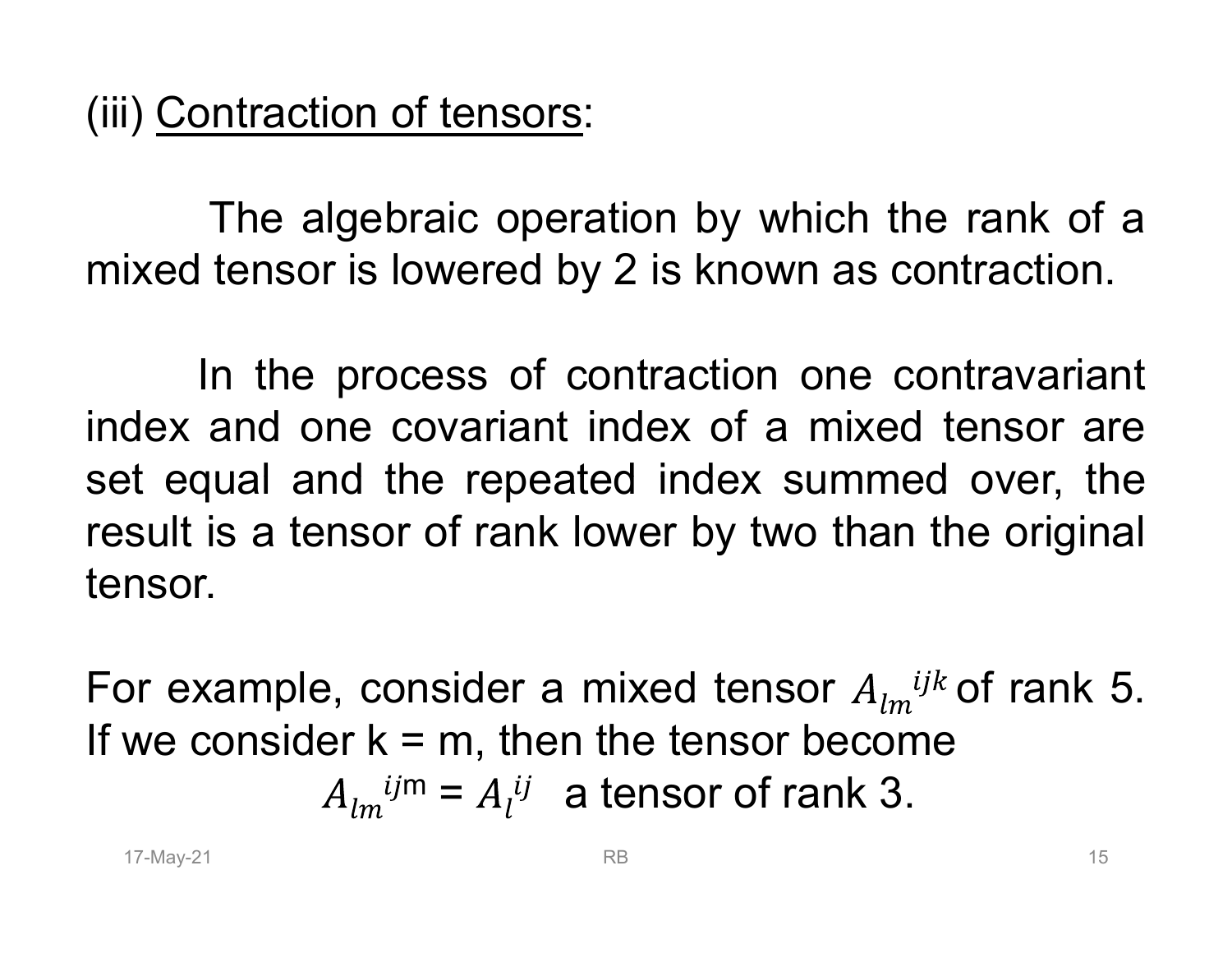(iii) <u>Contraction of tensors</u>:

The algebraic operation by which the rank of a mixed tensor is lowered by 2 is known as contraction.

In the process of contraction one contravariant index and one covariant index of a mixed tensor are set equal and the repeated index summed over, the result is a tensor of rank lower by two than the original tensor.

For example, consider a mixed tensor ${A_{lm}}^{ijk}$ of rank 5. If we consider k = m, then the tensor become

$${A_{lm}}^{ijm} = {A_l}^{ij} \quad \text{a tensor of rank 3.}$$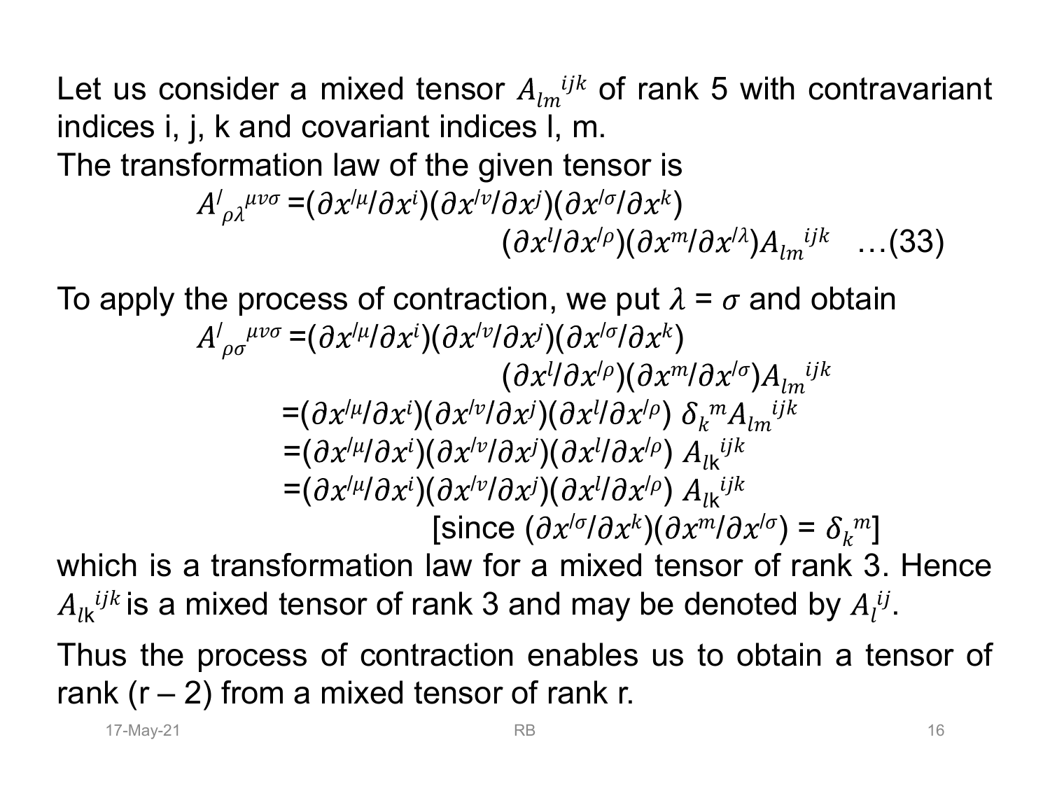Let us consider a mixed tensor $A_{lm}{}^{ijk}$ of rank 5 with contravariant indices i, j, k and covariant indices l, m.

The transformation law of the given tensor is

$$A'_{\rho\lambda}{}^{\mu\nu\sigma} = (\partial x'^{\mu}/\partial x^{i})(\partial x'^{\nu}/\partial x^{j})(\partial x'^{\sigma}/\partial x^{k})$$
$$(\partial x^{l}/\partial x'^{\rho})(\partial x^{m}/\partial x'^{\lambda})A_{lm}{}^{ijk} \quad \text{...(33)}$$

To apply the process of contraction, we put $\lambda = \sigma$ and obtain

$$A'_{\rho\sigma}{}^{\mu\nu\sigma} = (\partial x'^{\mu}/\partial x^{i})(\partial x'^{\nu}/\partial x^{j})(\partial x'^{\sigma}/\partial x^{k})$$
$$(\partial x^{l}/\partial x'^{\rho})(\partial x^{m}/\partial x'^{\sigma})A_{lm}{}^{ijk}$$
$$= (\partial x'^{\mu}/\partial x^{i})(\partial x'^{\nu}/\partial x^{j})(\partial x^{l}/\partial x'^{\rho})\ \delta_{k}{}^{m}A_{lm}{}^{ijk}$$
$$= (\partial x'^{\mu}/\partial x^{i})(\partial x'^{\nu}/\partial x^{j})(\partial x^{l}/\partial x'^{\rho})\ A_{lk}{}^{ijk}$$
$$= (\partial x'^{\mu}/\partial x^{i})(\partial x'^{\nu}/\partial x^{j})(\partial x^{l}/\partial x'^{\rho})\ A_{lk}{}^{ijk}$$
$$[\text{since } (\partial x'^{\sigma}/\partial x^{k})(\partial x^{m}/\partial x'^{\sigma}) = \delta_{k}{}^{m}]$$

which is a transformation law for a mixed tensor of rank 3. Hence $A_{lk}{}^{ijk}$ is a mixed tensor of rank 3 and may be denoted by $A_{l}^{ij}$.

Thus the process of contraction enables us to obtain a tensor of rank (r – 2) from a mixed tensor of rank r.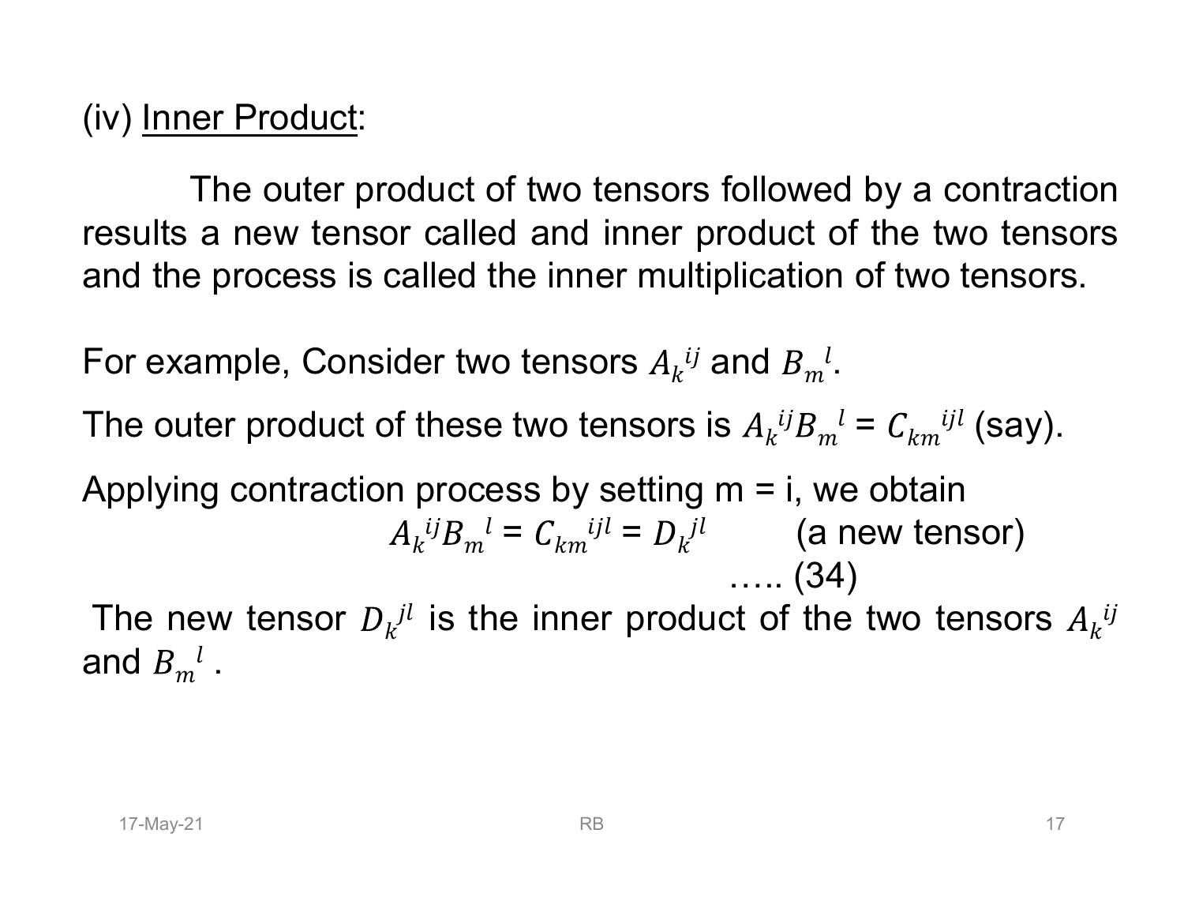(iv) <u>Inner Product</u>:

The outer product of two tensors followed by a contraction results a new tensor called and inner product of the two tensors and the process is called the inner multiplication of two tensors.

For example, Consider two tensors $A_k^{ij}$ and $B_m^{l}$.

The outer product of these two tensors is $A_k^{ij}B_m^{l}$ = $C_{km}^{ijl}$ (say).

Applying contraction process by setting m = i, we obtain

$$A_k^{ij}B_m^{l} = C_{km}^{ijl} = D_k^{jl} \qquad \text{(a new tensor)} \qquad \ldots\ldots (34)$$

The new tensor $D_k^{jl}$ is the inner product of the two tensors $A_k^{ij}$ and $B_m^{l}$ .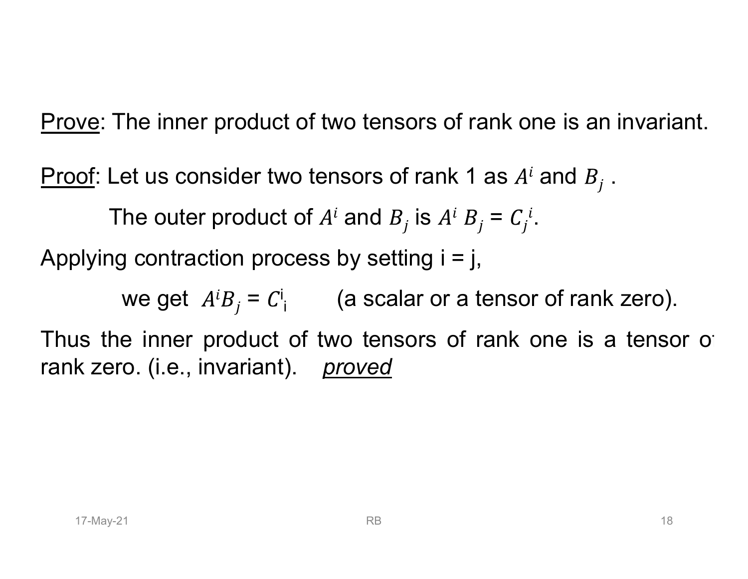Prove: The inner product of two tensors of rank one is an invariant.

Proof: Let us consider two tensors of rank 1 as $A^i$ and $B_j$ .

The outer product of $A^i$ and $B_j$ is $A^i B_j = C_j^i$.

Applying contraction process by setting i = j,

we get $A^i B_j = C^i_i$ (a scalar or a tensor of rank zero).

Thus the inner product of two tensors of rank one is a tensor of rank zero. (i.e., invariant). *proved*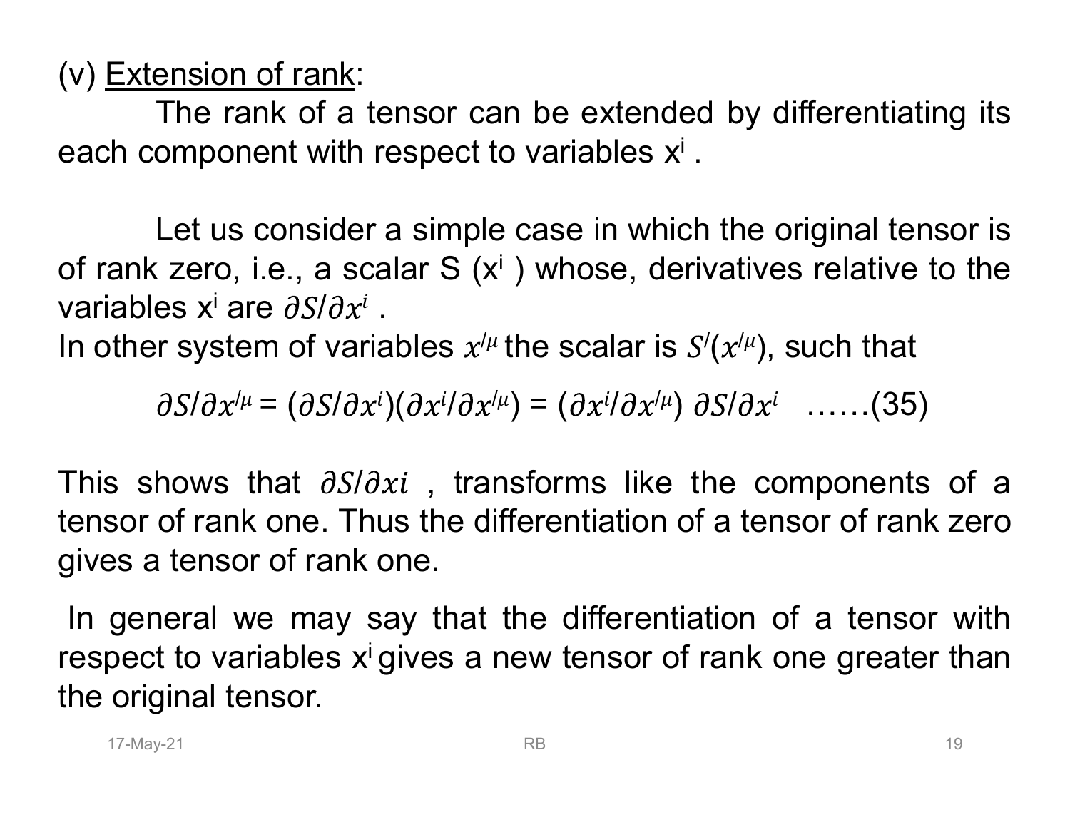(v) Extension of rank:

The rank of a tensor can be extended by differentiating its each component with respect to variables $x^i$ .

Let us consider a simple case in which the original tensor is of rank zero, i.e., a scalar S ($x^i$ ) whose, derivatives relative to the variables $x^i$ are $\partial S/\partial x^i$ .

In other system of variables $x'^{\mu}$ the scalar is $S'(x'^{\mu})$, such that

$$\partial S/\partial x'^{\mu} = (\partial S/\partial x^i)(\partial x^i/\partial x'^{\mu}) = (\partial x^i/\partial x'^{\mu})\ \partial S/\partial x^i \quad ......(35)$$

This shows that $\partial S/\partial xi$ , transforms like the components of a tensor of rank one. Thus the differentiation of a tensor of rank zero gives a tensor of rank one.

In general we may say that the differentiation of a tensor with respect to variables $x^i$ gives a new tensor of rank one greater than the original tensor.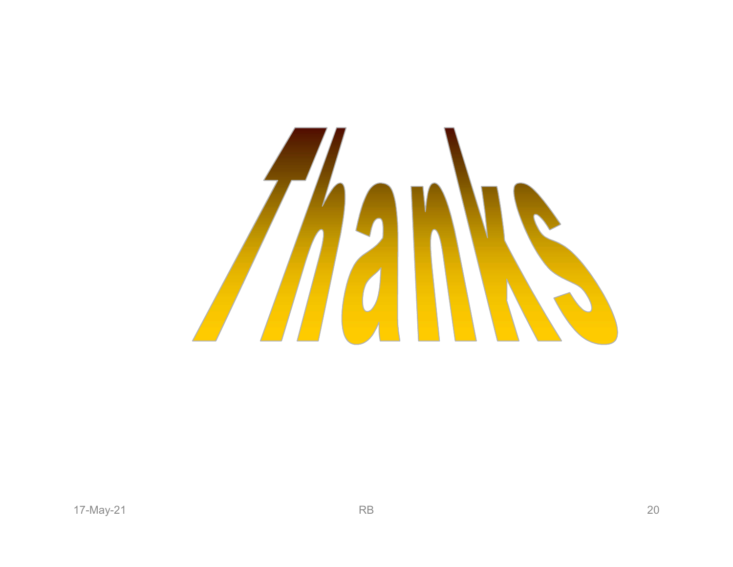# Thanks